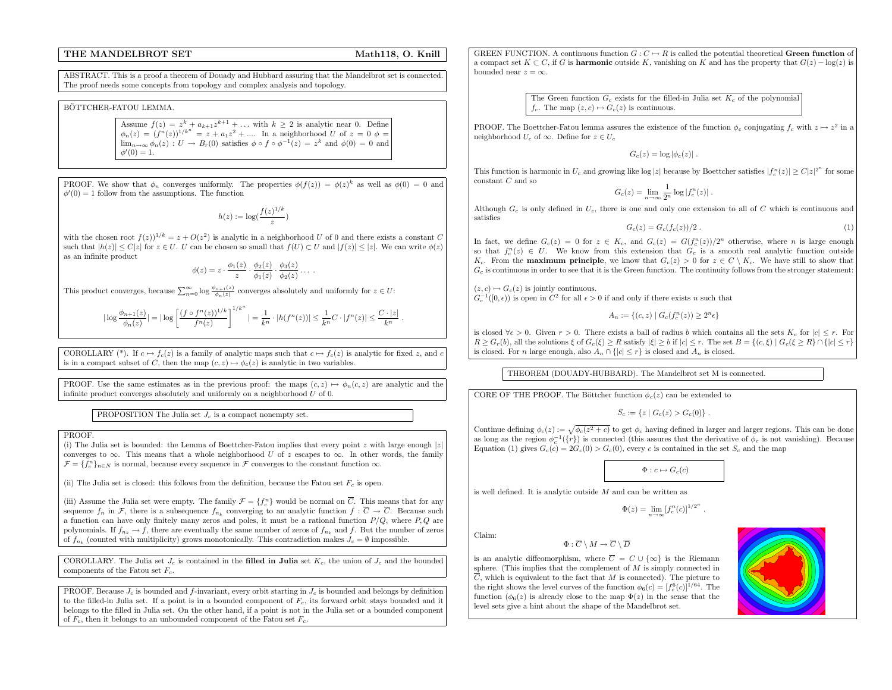# THE MANDELBROT SET

**Math118, O. Knill**

ABSTRACT. This is a proof a theorem of Douady and Hubbard assuring that the Mandelbrot set is connected. The proof needs some concepts from topology and complex analysis and topology.

## BÖTTCHER-FATOU LEMMA.

Assume $f(z) = z^k + a_{k+1}z^{k+1} + \dots$ with $k \geq 2$ is analytic near 0. Define $\phi_n(z) = (f^n(z))^{1/k^n} = z + a_1 z^2 + \dots$. In a neighborhood $U$ of $z = 0$ $\phi = \lim_{n\to\infty} \phi_n(z) : U \to B_r(0)$ satisfies $\phi \circ f \circ \phi^{-1}(z) = z^k$ and $\phi(0) = 0$ and $\phi'(0) = 1$.

PROOF. We show that $\phi_n$ converges uniformly. The properties $\phi(f(z)) = \phi(z)^k$ as well as $\phi(0) = 0$ and $\phi'(0) = 1$ follow from the assumptions. The function

$$h(z) := \log(\frac{f(z)^{1/k}}{z})$$

with the chosen root $f(z))^{1/k} = z + O(z^2)$ is analytic in a neighborhood $U$ of 0 and there exists a constant $C$ such that $|h(z)| \leq C|z|$ for $z \in U$. $U$ can be chosen so small that $f(U) \subset U$ and $|f(z)| \leq |z|$. We can write $\phi(z)$ as an infinite product

$$\phi(z) = z \cdot \frac{\phi_1(z)}{z} \cdot \frac{\phi_2(z)}{\phi_1(z)} \cdot \frac{\phi_3(z)}{\phi_2(z)} \cdots .$$

This product converges, because $\sum_{n=0}^\infty \log \frac{\phi_{n+1}(z)}{\phi_n(z)}$ converges absolutely and uniformly for $z \in U$:

$$|\log \frac{\phi_{n+1}(z)}{\phi_n(z)}| = |\log \left[\frac{(f \circ f^n(z))^{1/k}}{f^n(z)}\right]^{1/k^n}| = \frac{1}{k^n} \cdot |h(f^n(z))| \leq \frac{1}{k^n} C \cdot |f^n(z)| \leq \frac{C \cdot |z|}{k^n} .$$

COROLLARY (*). If $c \mapsto f_c(z)$ is a family of analytic maps such that $c \mapsto f_c(z)$ is analytic for fixed $z$, and $c$ is in a compact subset of $C$, then the map $(c, z) \mapsto \phi_c(z)$ is analytic in two variables.

PROOF. Use the same estimates as in the previous proof: the maps $(c, z) \mapsto \phi_n(c, z)$ are analytic and the infinite product converges absolutely and uniformly on a neighborhood $U$ of 0.

PROPOSITION The Julia set $J_c$ is a compact nonempty set.

PROOF.
(i) The Julia set is bounded: the Lemma of Boettcher-Fatou implies that every point $z$ with large enough $|z|$ converges to $\infty$. This means that a whole neighborhood $U$ of $z$ escapes to $\infty$. In other words, the family $\mathcal{F} = \{f_c^n\}_{n\in N}$ is normal, because every sequence in $\mathcal{F}$ converges to the constant function $\infty$.

(ii) The Julia set is closed: this follows from the definition, because the Fatou set $F_c$ is open.

(iii) Assume the Julia set were empty. The family $\mathcal{F} = \{f_c^n\}$ would be normal on $\overline{C}$. This means that for any sequence $f_n$ in $\mathcal{F}$, there is a subsequence $f_{n_k}$ converging to an analytic function $f : \overline{C} \to \overline{C}$. Because such a function can have only finitely many zeros and poles, it must be a rational function $P/Q$, where $P, Q$ are polynomials. If $f_{n_k} \to f$, there are eventually the same number of zeros of $f_{n_k}$ and $f$. But the number of zeros of $f_{n_k}$ (counted with multiplicity) grows monotonically. This contradiction makes $J_c = \emptyset$ impossible.

COROLLARY. The Julia set $J_c$ is contained in the **filled in Julia** set $K_c$, the union of $J_c$ and the bounded components of the Fatou set $F_c$.

PROOF. Because $J_c$ is bounded and $f$-invariant, every orbit starting in $J_c$ is bounded and belongs by definition to the filled-in Julia set. If a point is in a bounded component of $F_c$, its forward orbit stays bounded and it belongs to the filled in Julia set. On the other hand, if a point is not in the Julia set or a bounded component of $F_c$, then it belongs to an unbounded component of the Fatou set $F_c$.

GREEN FUNCTION. A continuous function $G : C \mapsto R$ is called the potential theoretical **Green function** of a compact set $K \subset C$, if $G$ is **harmonic** outside $K$, vanishing on $K$ and has the property that $G(z) - \log(z)$ is bounded near $z = \infty$.

The Green function $G_c$ exists for the filled-in Julia set $K_c$ of the polynomial $f_c$. The map $(z, c) \mapsto G_c(z)$ is continuous.

PROOF. The Boettcher-Fatou lemma assures the existence of the function $\phi_c$ conjugating $f_c$ with $z \mapsto z^2$ in a neighborhood $U_c$ of $\infty$. Define for $z \in U_c$

$$G_c(z) = \log |\phi_c(z)| .$$

This function is harmonic in $U_c$ and growing like $\log |z|$ because by Boettcher satisfies $|f_c^n(z)| \geq C|z|^{2^n}$ for some constant $C$ and so

$$G_c(z) = \lim_{n\to\infty} \frac{1}{2^n} \log |f_c^n(z)| .$$

Although $G_c$ is only defined in $U_c$, there is one and only one extension to all of $C$ which is continuous and satisfies

$$G_c(z) = G_c(f_c(z))/2 . \quad (1)$$

In fact, we define $G_c(z) = 0$ for $z \in K_c$, and $G_c(z) = G(f_c^n(z))/2^n$ otherwise, where $n$ is large enough so that $f_c^n(z) \in U$. We know from this extension that $G_c$ is a smooth real analytic function outside $K_c$. From the **maximum principle**, we know that $G_c(z) > 0$ for $z \in C \setminus K_c$. We have still to show that $G_c$ is continuous in order to see that it is the Green function. The continuity follows from the stronger statement:

$(z, c) \mapsto G_c(z)$ is jointly continuous.
$G_c^{-1}([0, \epsilon))$ is open in $C^2$ for all $\epsilon > 0$ if and only if there exists $n$ such that

$$A_n := \{(c, z) \mid G_c(f_c^n(z)) \geq 2^n \epsilon\}$$

is closed $\forall \epsilon > 0$. Given $r > 0$. There exists a ball of radius $b$ which contains all the sets $K_c$ for $|c| \leq r$. For $R \geq G_r(b)$, all the solutions $\xi$ of $G_c(\xi) \geq R$ satisfy $|\xi| \geq b$ if $|c| \leq r$. The set $B = \{(c, \xi) \mid G_c(\xi \geq R\} \cap \{|c| \leq r\}$ is closed. For $n$ large enough, also $A_n \cap \{|c| \leq r\}$ is closed and $A_n$ is closed.

THEOREM (DOUADY-HUBBARD). The Mandelbrot set M is connected.

CORE OF THE PROOF. The Böttcher function $\phi_c(z)$ can be extended to

$$S_c := \{z \mid G_c(z) > G_c(0)\} .$$

Continue defining $\phi_c(z) := \sqrt{\phi_c(z^2 + c)}$ to get $\phi_c$ having defined in larger and larger regions. This can be done as long as the region $\phi_c^{-1}(\{r\})$ is connected (this assures that the derivative of $\phi_c$ is not vanishing). Because Equation (1) gives $G_c(c) = 2G_c(0) > G_c(0)$, every $c$ is contained in the set $S_c$ and the map

$$\Phi : c \mapsto G_c(c)$$

is well defined. It is analytic outside $M$ and can be written as

$$\Phi(z) = \lim_{n\to\infty} [f_c^n(c)]^{1/2^n} .$$

Claim:

$$\Phi : \overline{C} \setminus M \to \overline{C} \setminus \overline{D}$$

is an analytic diffeomorphism, where $\overline{C} = C \cup \{\infty\}$ is the Riemann sphere. (This implies that the complement of $M$ is simply connected in $\overline{C}$, which is equivalent to the fact that $M$ is connected). The picture to the right shows the level curves of the function $\phi_6(c) = [f_c^6(c)]^{1/64}$. The function $(\phi_6(z)$ is already close to the map $\Phi(z)$ in the sense that the level sets give a hint about the shape of the Mandelbrot set.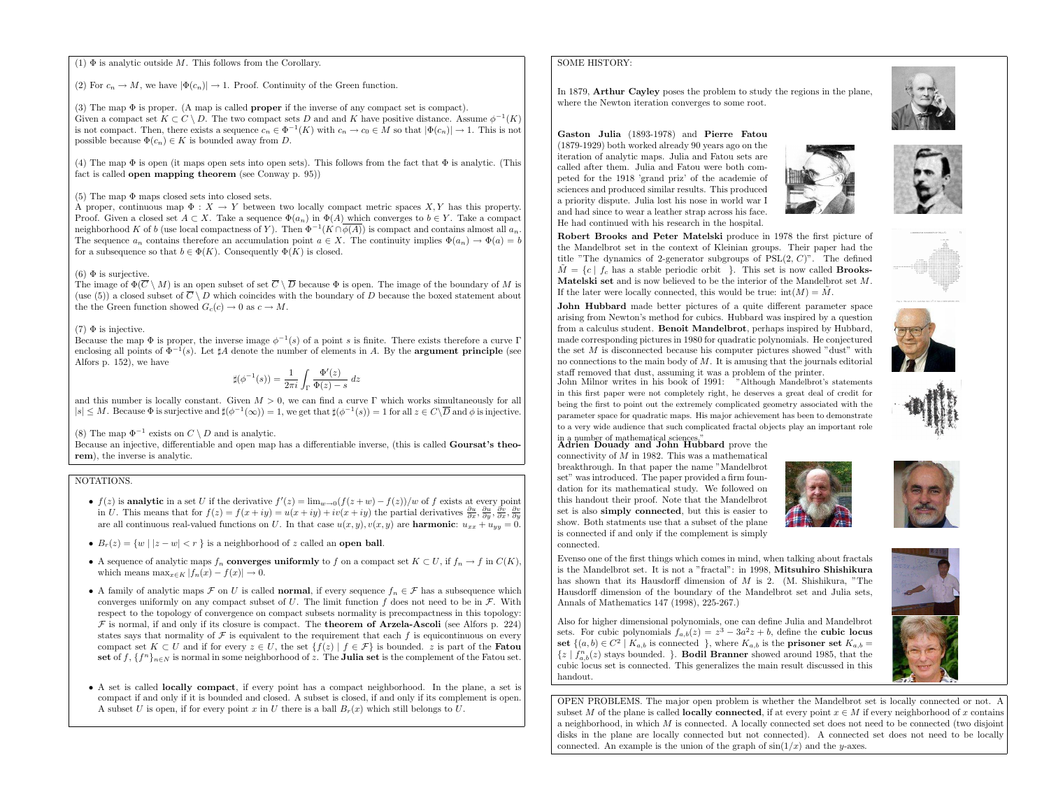(1) $\Phi$ is analytic outside $M$. This follows from the Corollary.

(2) For $c_n \to M$, we have $|\Phi(c_n)| \to 1$. Proof. Continuity of the Green function.

(3) The map $\Phi$ is proper. (A map is called **proper** if the inverse of any compact set is compact).
Given a compact set $K \subset C \setminus D$. The two compact sets $D$ and and $K$ have positive distance. Assume $\phi^{-1}(K)$ is not compact. Then, there exists a sequence $c_n \in \Phi^{-1}(K)$ with $c_n \to c_0 \in M$ so that $|\Phi(c_n)| \to 1$. This is not possible because $\Phi(c_n) \in K$ is bounded away from $D$.

(4) The map $\Phi$ is open (it maps open sets into open sets). This follows from the fact that $\Phi$ is analytic. (This fact is called **open mapping theorem** (see Conway p. 95))

(5) The map $\Phi$ maps closed sets into closed sets.
A proper, continuous map $\Phi : X \to Y$ between two locally compact metric spaces $X, Y$ has this property. Proof. Given a closed set $A \subset X$. Take a sequence $\Phi(a_n)$ in $\Phi(A)$ which converges to $b \in Y$. Take a compact neighborhood $K$ of $b$ (use local compactness of $Y$). Then $\Phi^{-1}(K \cap \overline{\phi(A)})$ is compact and contains almost all $a_n$. The sequence $a_n$ contains therefore an accumulation point $a \in X$. The continuity implies $\Phi(a_n) \to \Phi(a) = b$ for a subsequence so that $b \in \Phi(K)$. Consequently $\Phi(K)$ is closed.

(6) $\Phi$ is surjective.
The image of $\Phi(\overline{C} \setminus M)$ is an open subset of set $\overline{C} \setminus \overline{D}$ because $\Phi$ is open. The image of the boundary of $M$ is (use (5)) a closed subset of $\overline{C} \setminus D$ which coincides with the boundary of $D$ because the boxed statement about the the Green function showed $G_c(c) \to 0$ as $c \to M$.

(7) $\Phi$ is injective.
Because the map $\Phi$ is proper, the inverse image $\phi^{-1}(s)$ of a point $s$ is finite. There exists therefore a curve $\Gamma$ enclosing all points of $\Phi^{-1}(s)$. Let $\sharp A$ denote the number of elements in $A$. By the **argument principle** (see Alfors p. 152), we have

$$\sharp(\phi^{-1}(s)) = \frac{1}{2\pi i} \int_\Gamma \frac{\Phi'(z)}{\Phi(z) - s} \, dz$$

and this number is locally constant. Given $M > 0$, we can find a curve $\Gamma$ which works simultaneously for all $|s| \leq M$. Because $\Phi$ is surjective and $\sharp(\phi^{-1}(\infty)) = 1$, we get that $\sharp(\phi^{-1}(s)) = 1$ for all $z \in C \setminus \overline{D}$ and $\phi$ is injective.

(8) The map $\Phi^{-1}$ exists on $C \setminus D$ and is analytic.
Because an injective, differentiable and open map has a differentiable inverse, (this is called **Goursat's theorem**), the inverse is analytic.

NOTATIONS.

- $f(z)$ is **analytic** in a set $U$ if the derivative $f'(z) = \lim_{w \to 0}(f(z+w) - f(z))/w$ of $f$ exists at every point in $U$. This means that for $f(z) = f(x+iy) = u(x+iy) + iv(x+iy)$ the partial derivatives $\frac{\partial u}{\partial x}, \frac{\partial u}{\partial y}, \frac{\partial v}{\partial x}, \frac{\partial v}{\partial y}$ are all continuous real-valued functions on $U$. In that case $u(x,y), v(x,y)$ are **harmonic**: $u_{xx} + u_{yy} = 0$.
- $B_r(z) = \{w \mid |z - w| < r\}$ is a neighborhood of $z$ called an **open ball**.
- A sequence of analytic maps $f_n$ **converges uniformly** to $f$ on a compact set $K \subset U$, if $f_n \to f$ in $C(K)$, which means $\max_{x \in K} |f_n(x) - f(x)| \to 0$.
- A family of analytic maps $\mathcal{F}$ on $U$ is called **normal**, if every sequence $f_n \in \mathcal{F}$ has a subsequence which converges uniformly on any compact subset of $U$. The limit function $f$ does not need to be in $\mathcal{F}$. With respect to the topology of convergence on compact subsets normality is precompactness in this topology: $\mathcal{F}$ is normal, if and only if its closure is compact. The **theorem of Arzela-Ascoli** (see Alfors p. 224) states says that normality of $\mathcal{F}$ is equivalent to the requirement that each $f$ is equicontinuous on every compact set $K \subset U$ and if for every $z \in U$, the set $\{f(z) \mid f \in \mathcal{F}\}$ is bounded. $z$ is part of the **Fatou set** of $f$, $\{f^n\}_{n \in N}$ is normal in some neighborhood of $z$. The **Julia set** is the complement of the Fatou set.
- A set is called **locally compact**, if every point has a compact neighborhood. In the plane, a set is compact if and only if it is bounded and closed. A subset is closed, if and only if its complement is open. A subset $U$ is open, if for every point $x$ in $U$ there is a ball $B_r(x)$ which still belongs to $U$.

SOME HISTORY:

In 1879, **Arthur Cayley** poses the problem to study the regions in the plane, where the Newton iteration converges to some root.

**Gaston Julia** (1893-1978) and **Pierre Fatou** (1879-1929) both worked already 90 years ago on the iteration of analytic maps. Julia and Fatou sets are called after them. Julia and Fatou were both competed for the 1918 'grand priz' of the academie of sciences and produced similar results. This produced a priority dispute. Julia lost his nose in world war I and had since to wear a leather strap across his face. He had continued with his research in the hospital.

**Robert Brooks and Peter Matelski** produce in 1978 the first picture of the Mandelbrot set in the context of Kleinian groups. Their paper had the title "The dynamics of 2-generator subgroups of PSL(2, $C$)". The defined $\tilde{M} = \{c \mid f_c$ has a stable periodic orbit $\}$. This set is now called **Brooks-Matelski set** and is now believed to be the interior of the Mandelbrot set $M$. If the later were locally connected, this would be true: $\text{int}(M) = \tilde{M}$.

**John Hubbard** made better pictures of a quite different parameter space arising from Newton's method for cubics. Hubbard was inspired by a question from a calculus student. **Benoit Mandelbrot**, perhaps inspired by Hubbard, made corresponding pictures in 1980 for quadratic polynomials. He conjectured the set $M$ is disconnected because his computer pictures showed "dust" with no connections to the main body of $M$. It is amusing that the journals editorial staff removed that dust, assuming it was a problem of the printer.
John Milnor writes in his book of 1991: "Although Mandelbrot's statements in this first paper were not completely right, he deserves a great deal of credit for being the first to point out the extremely complicated geometry associated with the parameter space for quadratic maps. His major achievement has been to demonstrate to a very wide audience that such complicated fractal objects play an important role in a number of mathematical sciences."

**Adrien Douady and John Hubbard** prove the connectivity of $M$ in 1982. This was a mathematical breakthrough. In that paper the name "Mandelbrot set" was introduced. The paper provided a firm foundation for its mathematical study. We followed on this handout their proof. Note that the Mandelbrot set is also **simply connected**, but this is easier to show. Both statments use that a subset of the plane is connected if and only if the complement is simply connected.

Evenso one of the first things which comes in mind, when talking about fractals is the Mandelbrot set. It is not a "fractal": in 1998, **Mitsuhiro Shishikura** has shown that its Hausdorff dimension of $M$ is 2. (M. Shishikura, "The Hausdorff dimension of the boundary of the Mandelbrot set and Julia sets, Annals of Mathematics 147 (1998), 225-267.)

Also for higher dimensional polynomials, one can define Julia and Mandelbrot sets. For cubic polynomials $f_{a,b}(z) = z^3 - 3a^2 z + b$, define the **cubic locus set** $\{(a,b) \in C^2 \mid K_{a,b}$ is connected $\}$, where $K_{a,b}$ is the **prisoner set** $K_{a,b} = \{z \mid f^n_{a,b}(z)$ stays bounded. $\}$. **Bodil Branner** showed around 1985, that the cubic locus set is connected. This generalizes the main result discussed in this handout.

OPEN PROBLEMS. The major open problem is whether the Mandelbrot set is locally connected or not. A subset $M$ of the plane is called **locally connected**, if at every point $x \in M$ if every neighborhood of $x$ contains a neighborhood, in which $M$ is connected. A locally connected set does not need to be connected (two disjoint disks in the plane are locally connected but not connected). A connected set does not need to be locally connected. An example is the union of the graph of $\sin(1/x)$ and the $y$-axes.